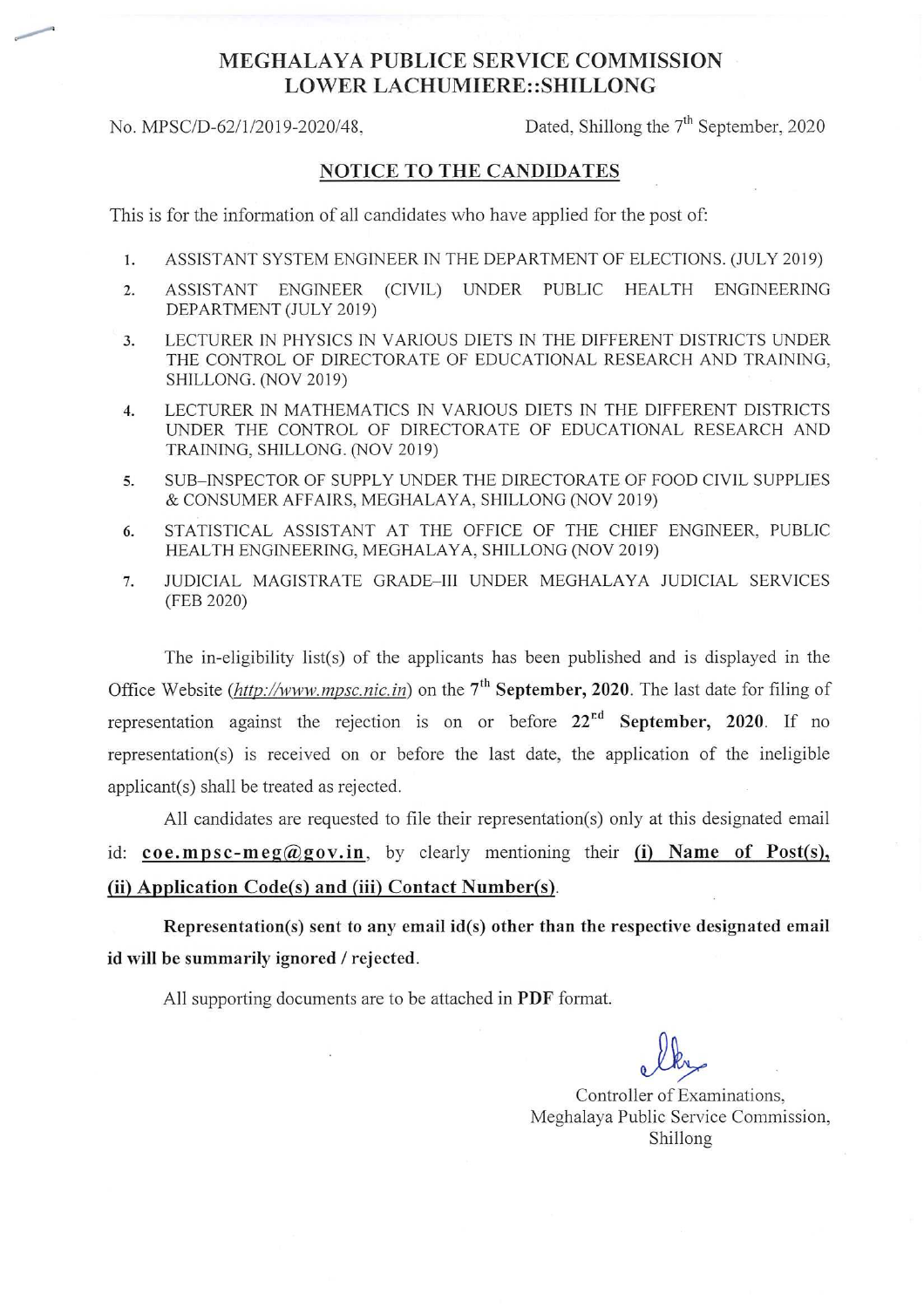# MEGHALAYA PUBLIC SERVICE COMMISSION
## LOWER LACHUMIERE::SHILLONG

No. MPSC/D-62/1/2019-2020/48, Dated, Shillong the 7th September, 2020

### NOTICE TO THE CANDIDATES

This is for the information of all candidates who have applied for the post of:

1. ASSISTANT SYSTEM ENGINEER IN THE DEPARTMENT OF ELECTIONS. (JULY 2019)
2. ASSISTANT ENGINEER (CIVIL) UNDER PUBLIC HEALTH ENGINEERING DEPARTMENT (JULY 2019)
3. LECTURER IN PHYSICS IN VARIOUS DIETS IN THE DIFFERENT DISTRICTS UNDER THE CONTROL OF DIRECTORATE OF EDUCATIONAL RESEARCH AND TRAINING, SHILLONG. (NOV 2019)
4. LECTURER IN MATHEMATICS IN VARIOUS DIETS IN THE DIFFERENT DISTRICTS UNDER THE CONTROL OF DIRECTORATE OF EDUCATIONAL RESEARCH AND TRAINING, SHILLONG. (NOV 2019)
5. SUB–INSPECTOR OF SUPPLY UNDER THE DIRECTORATE OF FOOD CIVIL SUPPLIES & CONSUMER AFFAIRS, MEGHALAYA, SHILLONG (NOV 2019)
6. STATISTICAL ASSISTANT AT THE OFFICE OF THE CHIEF ENGINEER, PUBLIC HEALTH ENGINEERING, MEGHALAYA, SHILLONG (NOV 2019)
7. JUDICIAL MAGISTRATE GRADE–III UNDER MEGHALAYA JUDICIAL SERVICES (FEB 2020)

The in-eligibility list(s) of the applicants has been published and is displayed in the Office Website (*http://www.mpsc.nic.in*) on the **7th September, 2020**. The last date for filing of representation against the rejection is on or before **22rd September, 2020**. If no representation(s) is received on or before the last date, the application of the ineligible applicant(s) shall be treated as rejected.

All candidates are requested to file their representation(s) only at this designated email id: **coe.mpsc-meg@gov.in**, by clearly mentioning their **(i) Name of Post(s), (ii) Application Code(s) and (iii) Contact Number(s)**.

**Representation(s) sent to any email id(s) other than the respective designated email id will be summarily ignored / rejected.**

All supporting documents are to be attached in **PDF** format.

Controller of Examinations,
Meghalaya Public Service Commission,
Shillong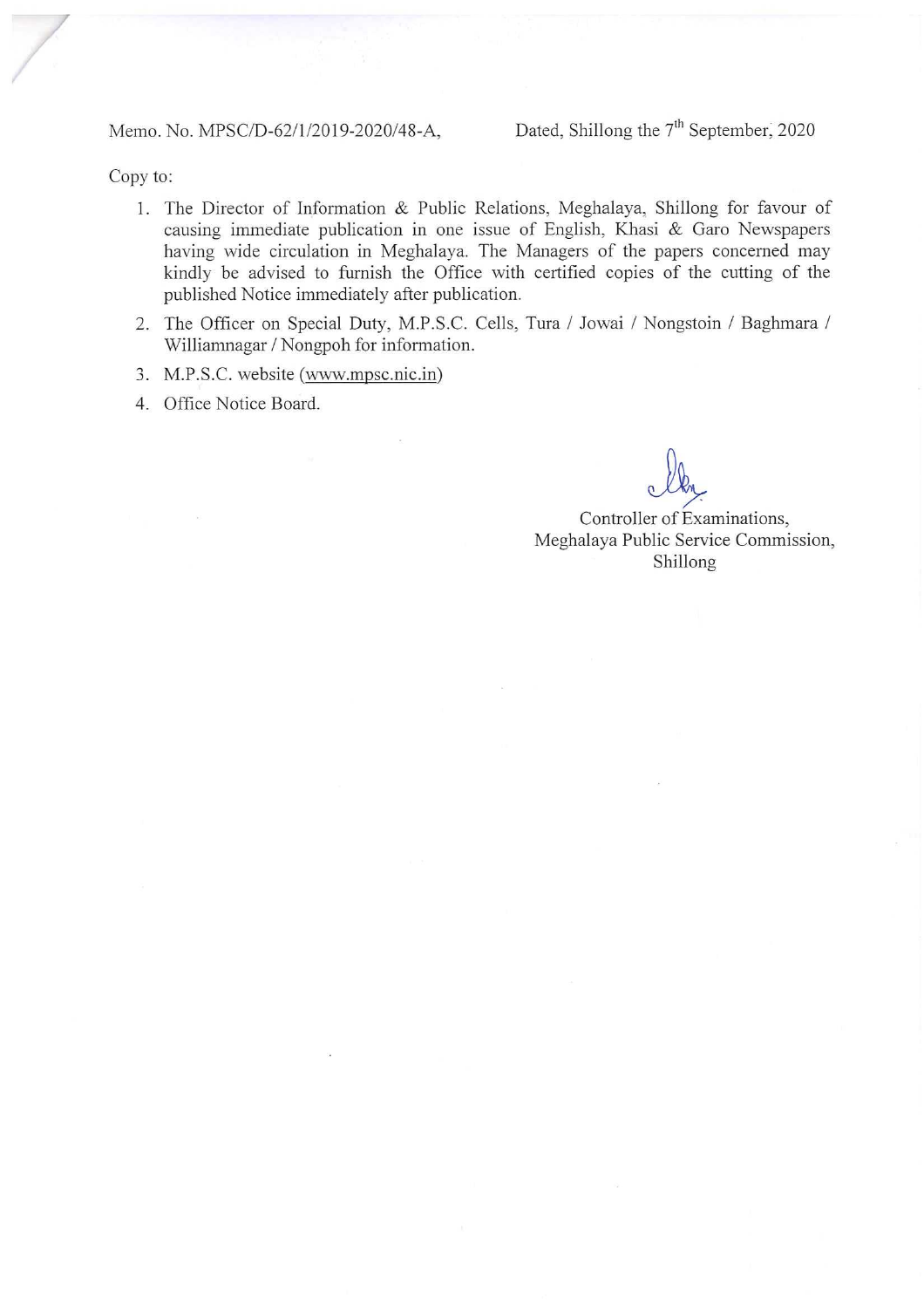Memo. No. MPSC/D-62/1/2019-2020/48-A, Dated, Shillong the 7th September, 2020

Copy to:

1. The Director of Information & Public Relations, Meghalaya, Shillong for favour of causing immediate publication in one issue of English, Khasi & Garo Newspapers having wide circulation in Meghalaya. The Managers of the papers concerned may kindly be advised to furnish the Office with certified copies of the cutting of the published Notice immediately after publication.
2. The Officer on Special Duty, M.P.S.C. Cells, Tura / Jowai / Nongstoin / Baghmara / Williamnagar / Nongpoh for information.
3. M.P.S.C. website (www.mpsc.nic.in)
4. Office Notice Board.

Controller of Examinations,
Meghalaya Public Service Commission,
Shillong